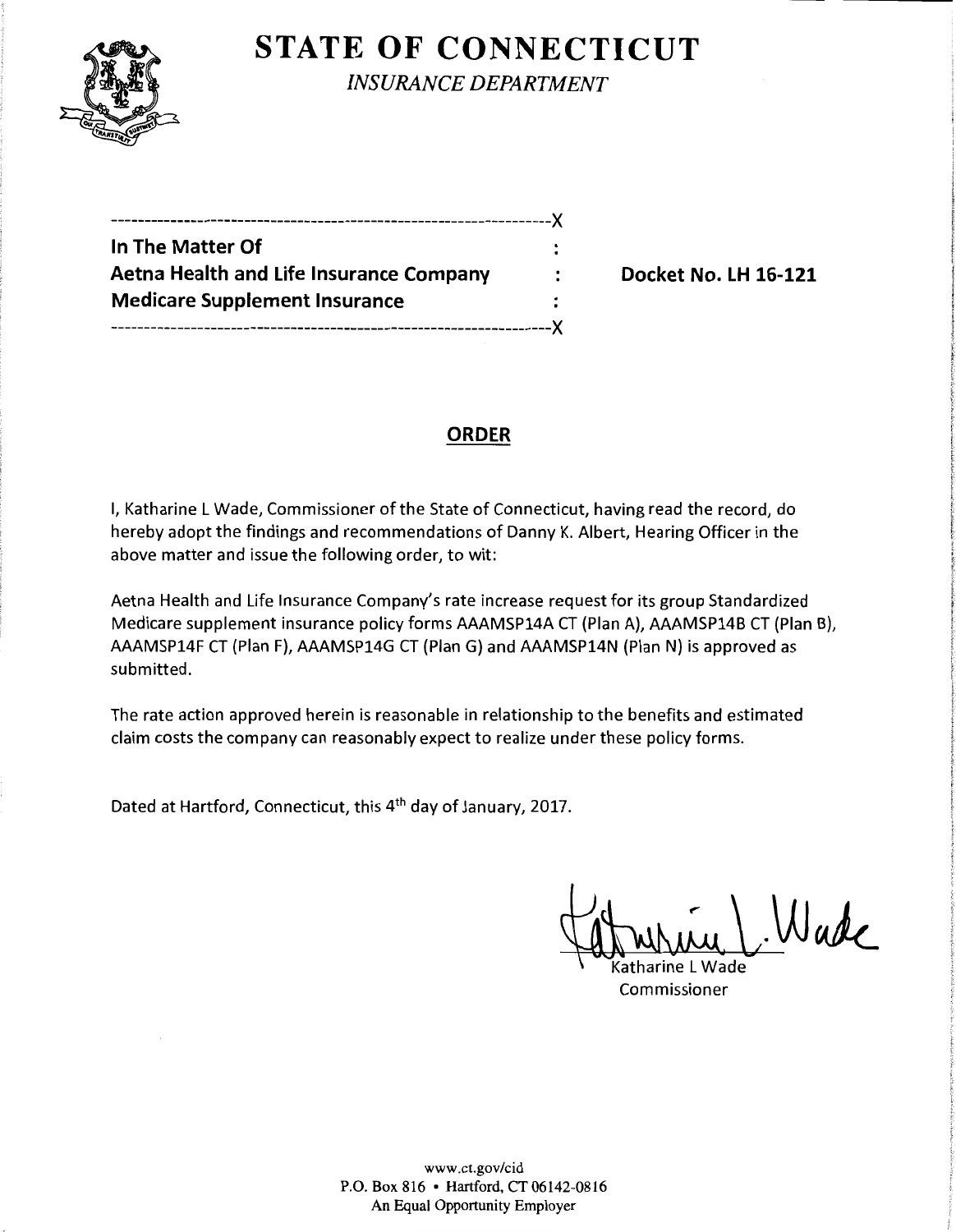# STATE OF CONNECTICUT

*INSURANCE DEPARTMENT*

---

| | | |
|---|---|---|
| **In The Matter Of** | : | |
| **Aetna Health and Life Insurance Company** | : | **Docket No. LH 16-121** |
| **Medicare Supplement Insurance** | : | |

---

## ORDER

I, Katharine L Wade, Commissioner of the State of Connecticut, having read the record, do hereby adopt the findings and recommendations of Danny K. Albert, Hearing Officer in the above matter and issue the following order, to wit:

Aetna Health and Life Insurance Company's rate increase request for its group Standardized Medicare supplement insurance policy forms AAAMSP14A CT (Plan A), AAAMSP14B CT (Plan B), AAAMSP14F CT (Plan F), AAAMSP14G CT (Plan G) and AAAMSP14N (Plan N) is approved as submitted.

The rate action approved herein is reasonable in relationship to the benefits and estimated claim costs the company can reasonably expect to realize under these policy forms.

Dated at Hartford, Connecticut, this 4th day of January, 2017.

Katharine L Wade
Commissioner

www.ct.gov/cid
P.O. Box 816 • Hartford, CT 06142-0816
An Equal Opportunity Employer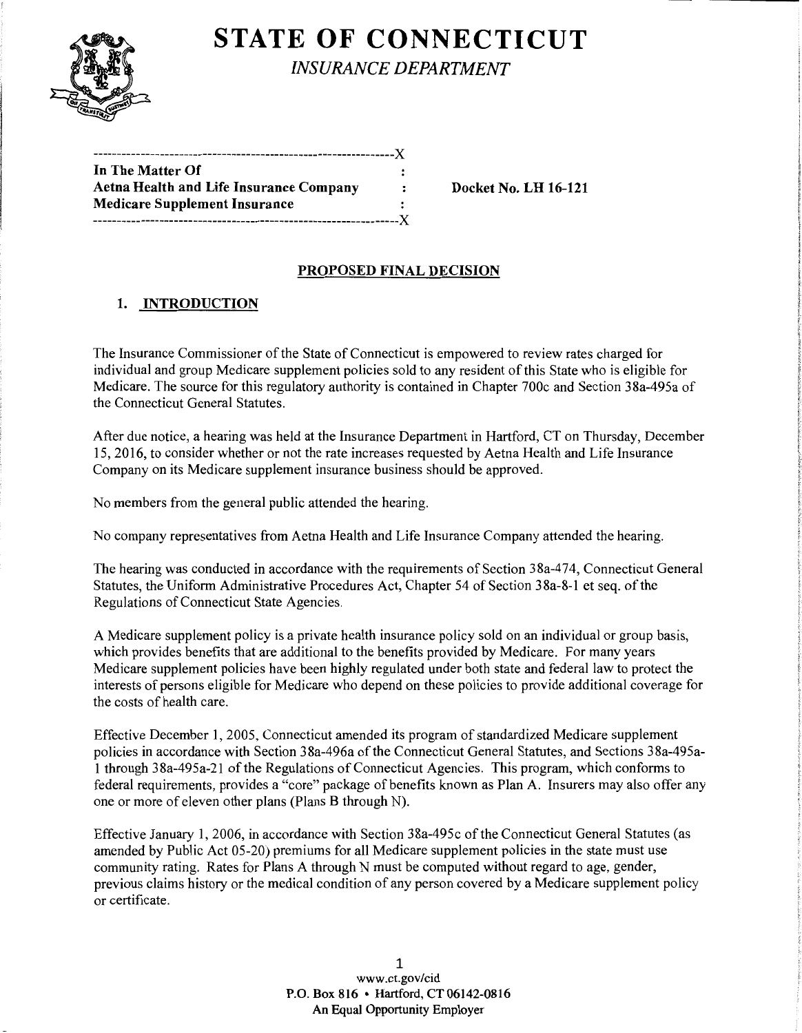# STATE OF CONNECTICUT

*INSURANCE DEPARTMENT*

| | | |
|---|---|---|
| **In The Matter Of** | : | |
| **Aetna Health and Life Insurance Company** | : | **Docket No. LH 16-121** |
| **Medicare Supplement Insurance** | : | |

## PROPOSED FINAL DECISION

### 1. INTRODUCTION

The Insurance Commissioner of the State of Connecticut is empowered to review rates charged for individual and group Medicare supplement policies sold to any resident of this State who is eligible for Medicare. The source for this regulatory authority is contained in Chapter 700c and Section 38a-495a of the Connecticut General Statutes.

After due notice, a hearing was held at the Insurance Department in Hartford, CT on Thursday, December 15, 2016, to consider whether or not the rate increases requested by Aetna Health and Life Insurance Company on its Medicare supplement insurance business should be approved.

No members from the general public attended the hearing.

No company representatives from Aetna Health and Life Insurance Company attended the hearing.

The hearing was conducted in accordance with the requirements of Section 38a-474, Connecticut General Statutes, the Uniform Administrative Procedures Act, Chapter 54 of Section 38a-8-1 et seq. of the Regulations of Connecticut State Agencies.

A Medicare supplement policy is a private health insurance policy sold on an individual or group basis, which provides benefits that are additional to the benefits provided by Medicare. For many years Medicare supplement policies have been highly regulated under both state and federal law to protect the interests of persons eligible for Medicare who depend on these policies to provide additional coverage for the costs of health care.

Effective December 1, 2005, Connecticut amended its program of standardized Medicare supplement policies in accordance with Section 38a-496a of the Connecticut General Statutes, and Sections 38a-495a-1 through 38a-495a-21 of the Regulations of Connecticut Agencies. This program, which conforms to federal requirements, provides a "core" package of benefits known as Plan A. Insurers may also offer any one or more of eleven other plans (Plans B through N).

Effective January 1, 2006, in accordance with Section 38a-495c of the Connecticut General Statutes (as amended by Public Act 05-20) premiums for all Medicare supplement policies in the state must use community rating. Rates for Plans A through N must be computed without regard to age, gender, previous claims history or the medical condition of any person covered by a Medicare supplement policy or certificate.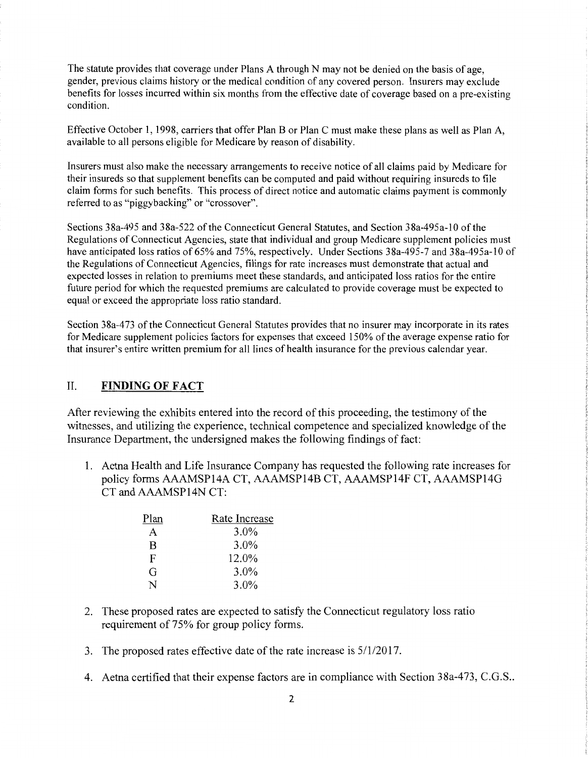The statute provides that coverage under Plans A through N may not be denied on the basis of age, gender, previous claims history or the medical condition of any covered person. Insurers may exclude benefits for losses incurred within six months from the effective date of coverage based on a pre-existing condition.

Effective October 1, 1998, carriers that offer Plan B or Plan C must make these plans as well as Plan A, available to all persons eligible for Medicare by reason of disability.

Insurers must also make the necessary arrangements to receive notice of all claims paid by Medicare for their insureds so that supplement benefits can be computed and paid without requiring insureds to file claim forms for such benefits. This process of direct notice and automatic claims payment is commonly referred to as "piggybacking" or "crossover".

Sections 38a-495 and 38a-522 of the Connecticut General Statutes, and Section 38a-495a-10 of the Regulations of Connecticut Agencies, state that individual and group Medicare supplement policies must have anticipated loss ratios of 65% and 75%, respectively. Under Sections 38a-495-7 and 38a-495a-10 of the Regulations of Connecticut Agencies, filings for rate increases must demonstrate that actual and expected losses in relation to premiums meet these standards, and anticipated loss ratios for the entire future period for which the requested premiums are calculated to provide coverage must be expected to equal or exceed the appropriate loss ratio standard.

Section 38a-473 of the Connecticut General Statutes provides that no insurer may incorporate in its rates for Medicare supplement policies factors for expenses that exceed 150% of the average expense ratio for that insurer's entire written premium for all lines of health insurance for the previous calendar year.

## II. FINDING OF FACT

After reviewing the exhibits entered into the record of this proceeding, the testimony of the witnesses, and utilizing the experience, technical competence and specialized knowledge of the Insurance Department, the undersigned makes the following findings of fact:

1. Aetna Health and Life Insurance Company has requested the following rate increases for policy forms AAAMSP14A CT, AAAMSP14B CT, AAAMSP14F CT, AAAMSP14G CT and AAAMSP14N CT:

| Plan | Rate Increase |
|---|---|
| A | 3.0% |
| B | 3.0% |
| F | 12.0% |
| G | 3.0% |
| N | 3.0% |

2. These proposed rates are expected to satisfy the Connecticut regulatory loss ratio requirement of 75% for group policy forms.

3. The proposed rates effective date of the rate increase is 5/1/2017.

4. Aetna certified that their expense factors are in compliance with Section 38a-473, C.G.S..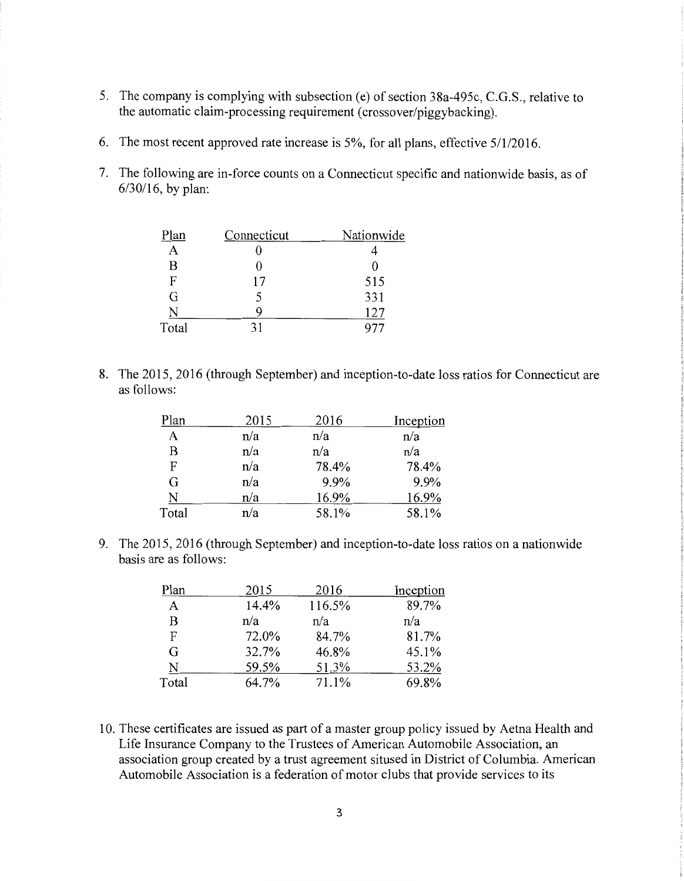5. The company is complying with subsection (e) of section 38a-495c, C.G.S., relative to the automatic claim-processing requirement (crossover/piggybacking).

6. The most recent approved rate increase is 5%, for all plans, effective 5/1/2016.

7. The following are in-force counts on a Connecticut specific and nationwide basis, as of 6/30/16, by plan:

| Plan | Connecticut | Nationwide |
|---|---|---|
| A | 0 | 4 |
| B | 0 | 0 |
| F | 17 | 515 |
| G | 5 | 331 |
| N | 9 | 127 |
| Total | 31 | 977 |

8. The 2015, 2016 (through September) and inception-to-date loss ratios for Connecticut are as follows:

| Plan | 2015 | 2016 | Inception |
|---|---|---|---|
| A | n/a | n/a | n/a |
| B | n/a | n/a | n/a |
| F | n/a | 78.4% | 78.4% |
| G | n/a | 9.9% | 9.9% |
| N | n/a | 16.9% | 16.9% |
| Total | n/a | 58.1% | 58.1% |

9. The 2015, 2016 (through September) and inception-to-date loss ratios on a nationwide basis are as follows:

| Plan | 2015 | 2016 | Inception |
|---|---|---|---|
| A | 14.4% | 116.5% | 89.7% |
| B | n/a | n/a | n/a |
| F | 72.0% | 84.7% | 81.7% |
| G | 32.7% | 46.8% | 45.1% |
| N | 59.5% | 51.3% | 53.2% |
| Total | 64.7% | 71.1% | 69.8% |

10. These certificates are issued as part of a master group policy issued by Aetna Health and Life Insurance Company to the Trustees of American Automobile Association, an association group created by a trust agreement sitused in District of Columbia. American Automobile Association is a federation of motor clubs that provide services to its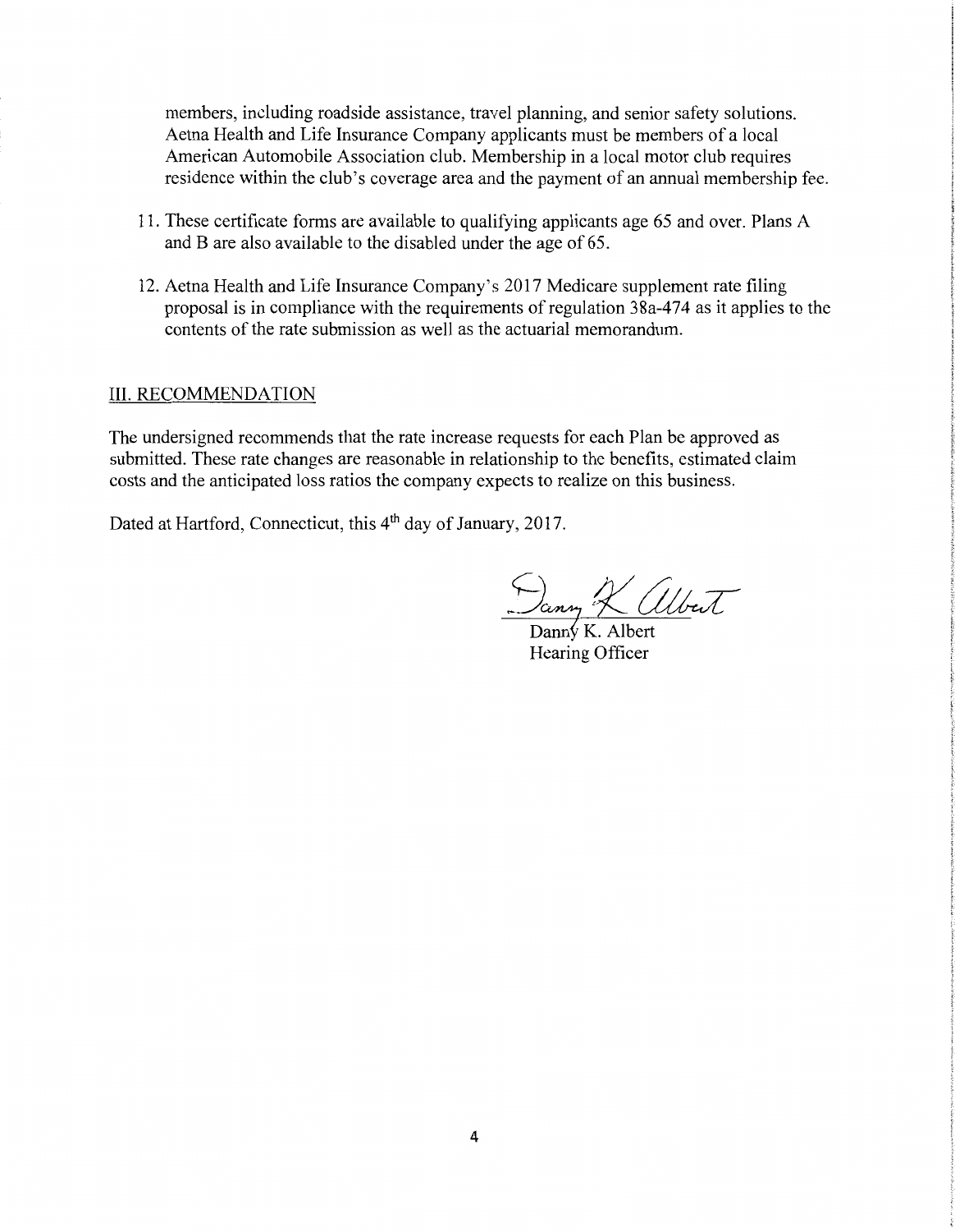members, including roadside assistance, travel planning, and senior safety solutions. Aetna Health and Life Insurance Company applicants must be members of a local American Automobile Association club. Membership in a local motor club requires residence within the club's coverage area and the payment of an annual membership fee.

11. These certificate forms are available to qualifying applicants age 65 and over. Plans A and B are also available to the disabled under the age of 65.

12. Aetna Health and Life Insurance Company's 2017 Medicare supplement rate filing proposal is in compliance with the requirements of regulation 38a-474 as it applies to the contents of the rate submission as well as the actuarial memorandum.

## III. RECOMMENDATION

The undersigned recommends that the rate increase requests for each Plan be approved as submitted. These rate changes are reasonable in relationship to the benefits, estimated claim costs and the anticipated loss ratios the company expects to realize on this business.

Dated at Hartford, Connecticut, this 4th day of January, 2017.

Danny K. Albert
Hearing Officer